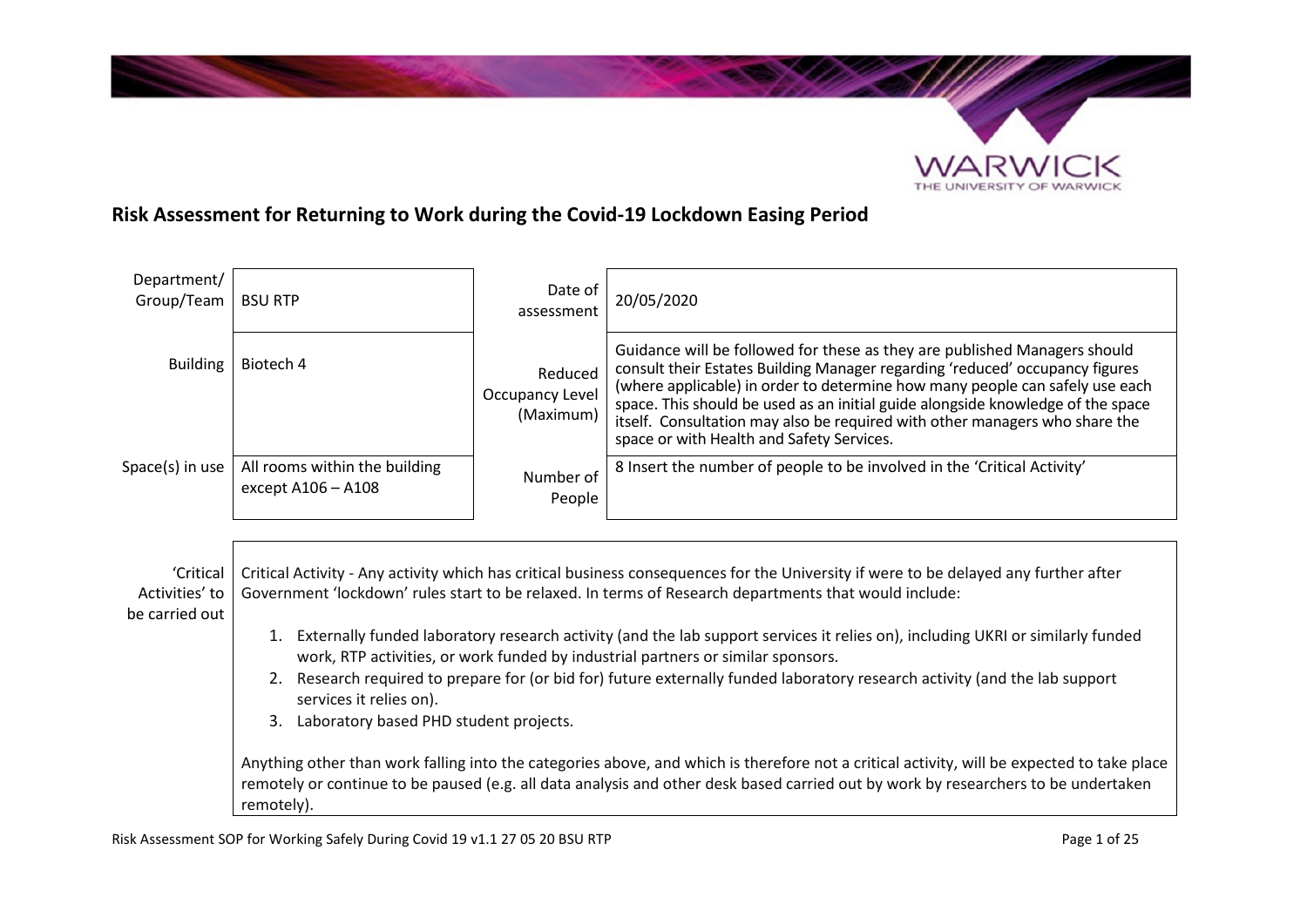# Risk Assessment for Returning to Work during the Covid-19 Lockdown Easing Period

| Department/ Group/Team | BSU RTP | Date of assessment | 20/05/2020 |
|---|---|---|---|
| Building | Biotech 4 | Reduced Occupancy Level (Maximum) | Guidance will be followed for these as they are published Managers should consult their Estates Building Manager regarding 'reduced' occupancy figures (where applicable) in order to determine how many people can safely use each space. This should be used as an initial guide alongside knowledge of the space itself. Consultation may also be required with other managers who share the space or with Health and Safety Services. |
| Space(s) in use | All rooms within the building except A106 – A108 | Number of People | 8 Insert the number of people to be involved in the 'Critical Activity' |

| 'Critical Activities' to be carried out | Critical Activity - Any activity which has critical business consequences for the University if were to be delayed any further after Government 'lockdown' rules start to be relaxed. In terms of Research departments that would include:<br><br>1. Externally funded laboratory research activity (and the lab support services it relies on), including UKRI or similarly funded work, RTP activities, or work funded by industrial partners or similar sponsors.<br>2. Research required to prepare for (or bid for) future externally funded laboratory research activity (and the lab support services it relies on).<br>3. Laboratory based PHD student projects.<br><br>Anything other than work falling into the categories above, and which is therefore not a critical activity, will be expected to take place remotely or continue to be paused (e.g. all data analysis and other desk based carried out by work by researchers to be undertaken remotely). |
|---|---|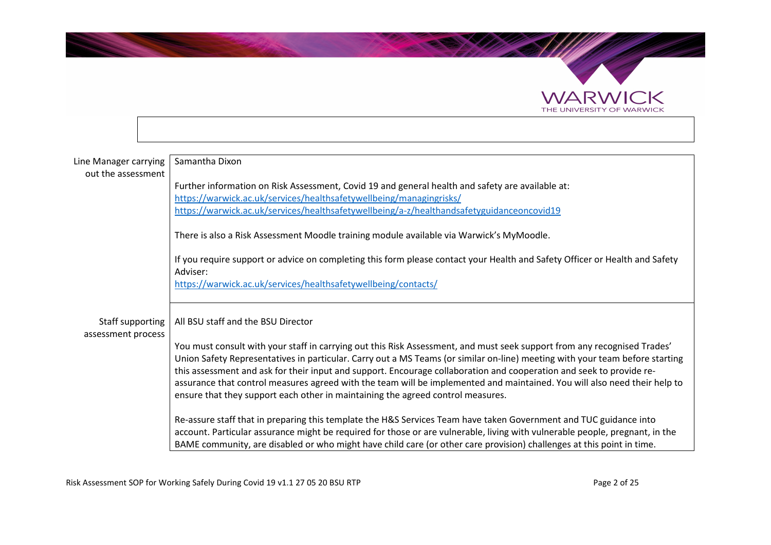| | |
|---|---|
| Line Manager carrying out the assessment | Samantha Dixon<br><br>Further information on Risk Assessment, Covid 19 and general health and safety are available at:<br>https://warwick.ac.uk/services/healthsafetywellbeing/managingrisks/<br>https://warwick.ac.uk/services/healthsafetywellbeing/a-z/healthandsafetyguidanceoncovid19<br><br>There is also a Risk Assessment Moodle training module available via Warwick's MyMoodle.<br><br>If you require support or advice on completing this form please contact your Health and Safety Officer or Health and Safety Adviser:<br>https://warwick.ac.uk/services/healthsafetywellbeing/contacts/ |
| Staff supporting assessment process | All BSU staff and the BSU Director<br><br>You must consult with your staff in carrying out this Risk Assessment, and must seek support from any recognised Trades' Union Safety Representatives in particular. Carry out a MS Teams (or similar on-line) meeting with your team before starting this assessment and ask for their input and support. Encourage collaboration and cooperation and seek to provide re-assurance that control measures agreed with the team will be implemented and maintained. You will also need their help to ensure that they support each other in maintaining the agreed control measures.<br><br>Re-assure staff that in preparing this template the H&S Services Team have taken Government and TUC guidance into account. Particular assurance might be required for those or are vulnerable, living with vulnerable people, pregnant, in the BAME community, are disabled or who might have child care (or other care provision) challenges at this point in time. |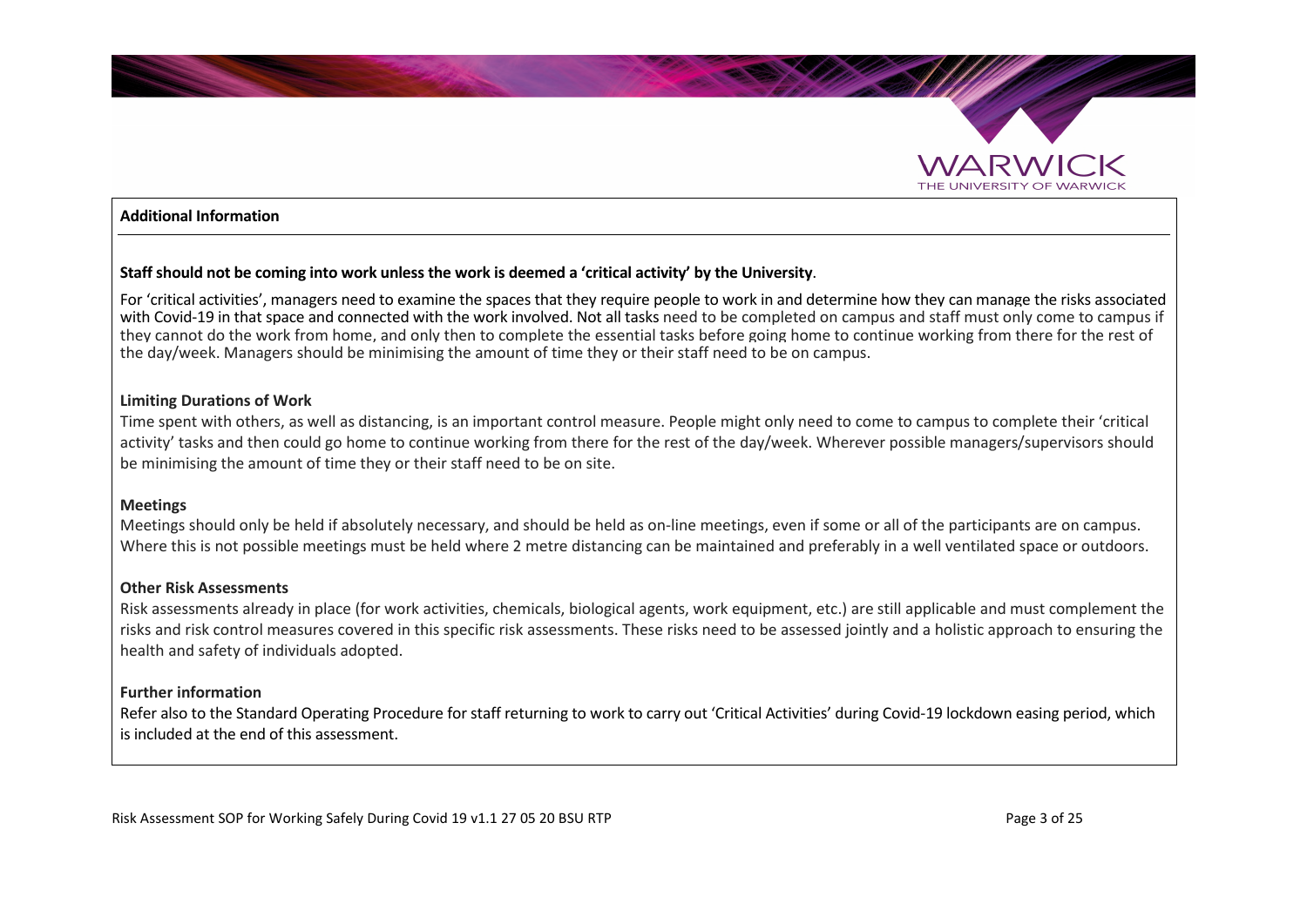## Additional Information

**Staff should not be coming into work unless the work is deemed a 'critical activity' by the University**.

For 'critical activities', managers need to examine the spaces that they require people to work in and determine how they can manage the risks associated with Covid-19 in that space and connected with the work involved. Not all tasks need to be completed on campus and staff must only come to campus if they cannot do the work from home, and only then to complete the essential tasks before going home to continue working from there for the rest of the day/week. Managers should be minimising the amount of time they or their staff need to be on campus.

### Limiting Durations of Work

Time spent with others, as well as distancing, is an important control measure. People might only need to come to campus to complete their 'critical activity' tasks and then could go home to continue working from there for the rest of the day/week. Wherever possible managers/supervisors should be minimising the amount of time they or their staff need to be on site.

### Meetings

Meetings should only be held if absolutely necessary, and should be held as on-line meetings, even if some or all of the participants are on campus. Where this is not possible meetings must be held where 2 metre distancing can be maintained and preferably in a well ventilated space or outdoors.

### Other Risk Assessments

Risk assessments already in place (for work activities, chemicals, biological agents, work equipment, etc.) are still applicable and must complement the risks and risk control measures covered in this specific risk assessments. These risks need to be assessed jointly and a holistic approach to ensuring the health and safety of individuals adopted.

### Further information

Refer also to the Standard Operating Procedure for staff returning to work to carry out 'Critical Activities' during Covid-19 lockdown easing period, which is included at the end of this assessment.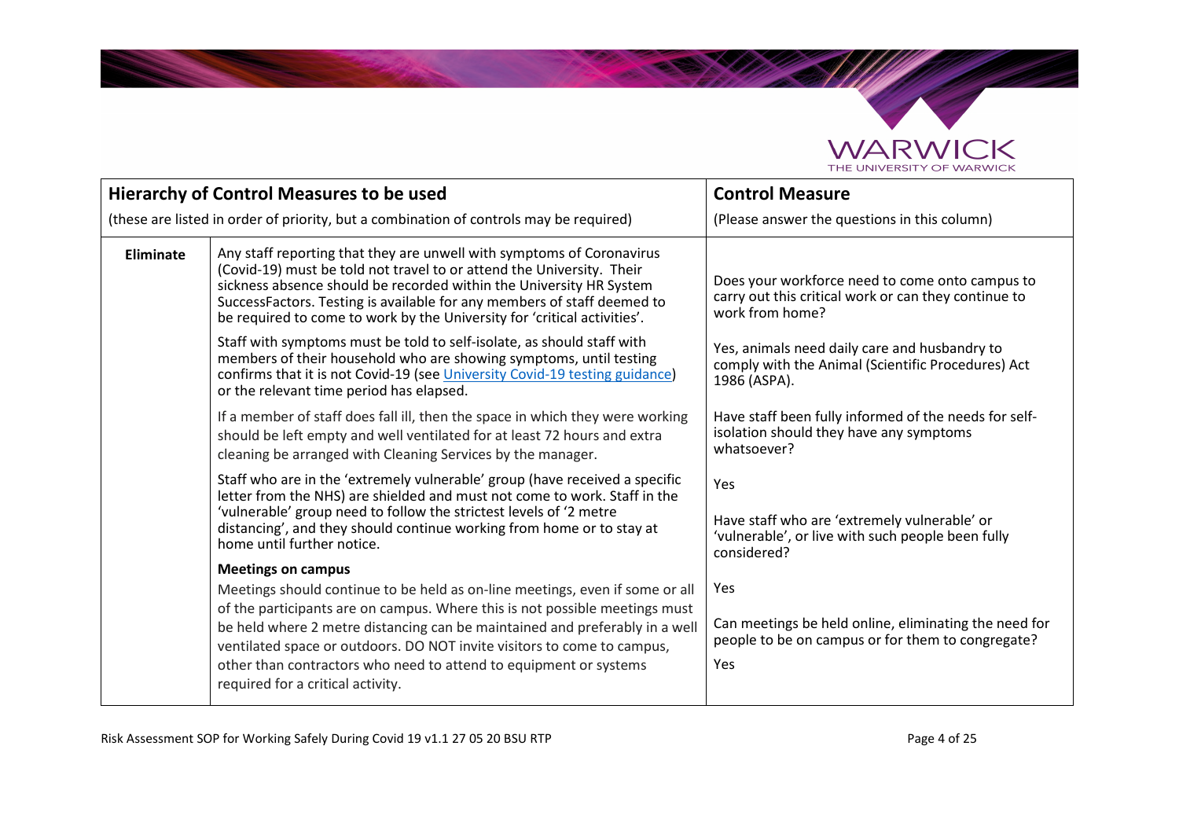| **Hierarchy of Control Measures to be used**<br>(these are listed in order of priority, but a combination of controls may be required) | | **Control Measure**<br>(Please answer the questions in this column) |
|---|---|---|
| **Eliminate** | Any staff reporting that they are unwell with symptoms of Coronavirus (Covid-19) must be told not travel to or attend the University. Their sickness absence should be recorded within the University HR System SuccessFactors. Testing is available for any members of staff deemed to be required to come to work by the University for 'critical activities'.<br><br>Staff with symptoms must be told to self-isolate, as should staff with members of their household who are showing symptoms, until testing confirms that it is not Covid-19 (see University Covid-19 testing guidance) or the relevant time period has elapsed.<br><br>If a member of staff does fall ill, then the space in which they were working should be left empty and well ventilated for at least 72 hours and extra cleaning be arranged with Cleaning Services by the manager.<br><br>Staff who are in the 'extremely vulnerable' group (have received a specific letter from the NHS) are shielded and must not come to work. Staff in the 'vulnerable' group need to follow the strictest levels of '2 metre distancing', and they should continue working from home or to stay at home until further notice.<br><br>**Meetings on campus**<br>Meetings should continue to be held as on-line meetings, even if some or all of the participants are on campus. Where this is not possible meetings must be held where 2 metre distancing can be maintained and preferably in a well ventilated space or outdoors. DO NOT invite visitors to come to campus, other than contractors who need to attend to equipment or systems required for a critical activity. | Does your workforce need to come onto campus to carry out this critical work or can they continue to work from home?<br><br>Yes, animals need daily care and husbandry to comply with the Animal (Scientific Procedures) Act 1986 (ASPA).<br><br>Have staff been fully informed of the needs for self-isolation should they have any symptoms whatsoever?<br><br>Yes<br><br>Have staff who are 'extremely vulnerable' or 'vulnerable', or live with such people been fully considered?<br><br>Yes<br><br>Can meetings be held online, eliminating the need for people to be on campus or for them to congregate?<br><br>Yes |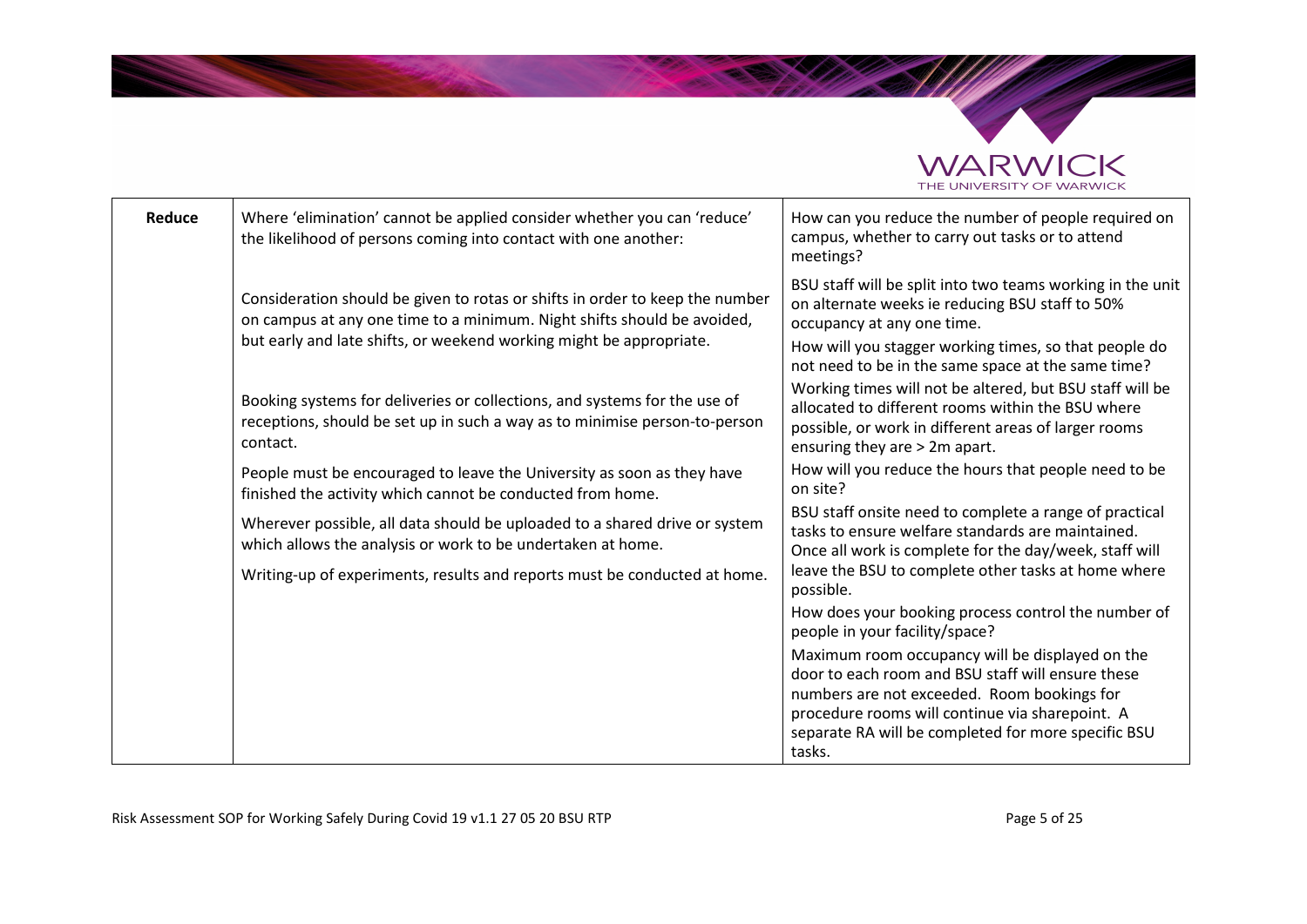| Reduce | Where 'elimination' cannot be applied consider whether you can 'reduce' the likelihood of persons coming into contact with one another:<br><br>Consideration should be given to rotas or shifts in order to keep the number on campus at any one time to a minimum. Night shifts should be avoided, but early and late shifts, or weekend working might be appropriate.<br><br>Booking systems for deliveries or collections, and systems for the use of receptions, should be set up in such a way as to minimise person-to-person contact.<br><br>People must be encouraged to leave the University as soon as they have finished the activity which cannot be conducted from home.<br><br>Wherever possible, all data should be uploaded to a shared drive or system which allows the analysis or work to be undertaken at home.<br><br>Writing-up of experiments, results and reports must be conducted at home. | How can you reduce the number of people required on campus, whether to carry out tasks or to attend meetings?<br><br>BSU staff will be split into two teams working in the unit on alternate weeks ie reducing BSU staff to 50% occupancy at any one time.<br><br>How will you stagger working times, so that people do not need to be in the same space at the same time?<br><br>Working times will not be altered, but BSU staff will be allocated to different rooms within the BSU where possible, or work in different areas of larger rooms ensuring they are > 2m apart.<br><br>How will you reduce the hours that people need to be on site?<br><br>BSU staff onsite need to complete a range of practical tasks to ensure welfare standards are maintained. Once all work is complete for the day/week, staff will leave the BSU to complete other tasks at home where possible.<br><br>How does your booking process control the number of people in your facility/space?<br><br>Maximum room occupancy will be displayed on the door to each room and BSU staff will ensure these numbers are not exceeded. Room bookings for procedure rooms will continue via sharepoint. A separate RA will be completed for more specific BSU tasks. |
|---|---|---|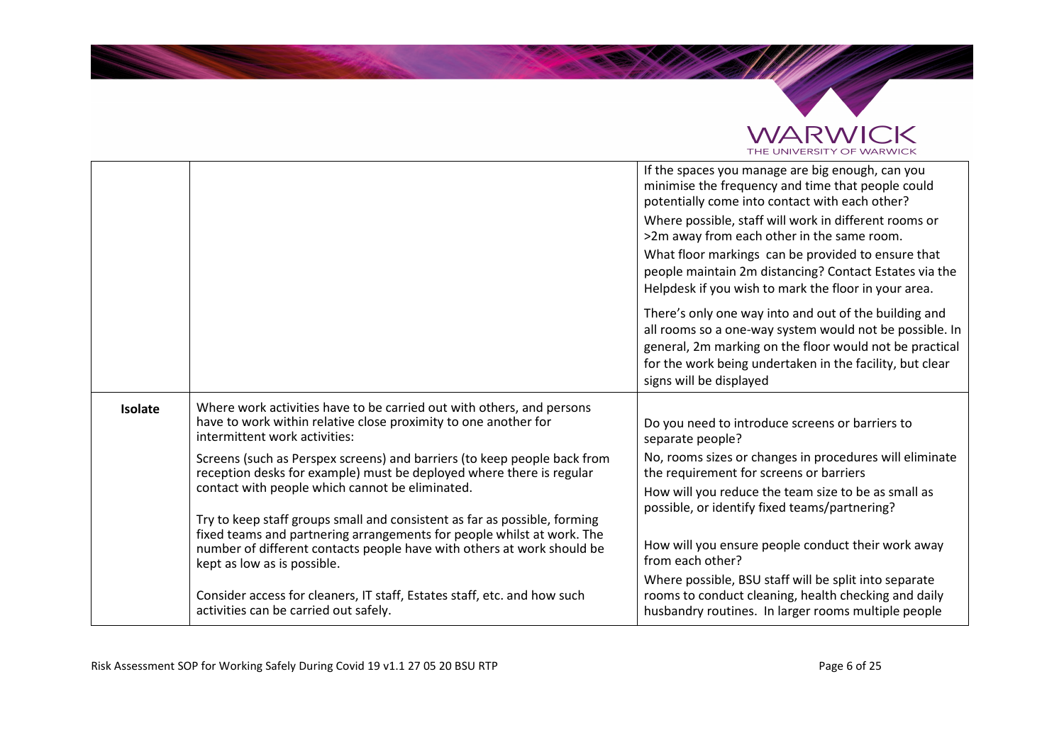| | | |
|---|---|---|
| | | If the spaces you manage are big enough, can you minimise the frequency and time that people could potentially come into contact with each other?<br><br>Where possible, staff will work in different rooms or >2m away from each other in the same room.<br><br>What floor markings can be provided to ensure that people maintain 2m distancing? Contact Estates via the Helpdesk if you wish to mark the floor in your area.<br><br>There's only one way into and out of the building and all rooms so a one-way system would not be possible. In general, 2m marking on the floor would not be practical for the work being undertaken in the facility, but clear signs will be displayed |
| **Isolate** | Where work activities have to be carried out with others, and persons have to work within relative close proximity to one another for intermittent work activities:<br><br>Screens (such as Perspex screens) and barriers (to keep people back from reception desks for example) must be deployed where there is regular contact with people which cannot be eliminated.<br><br>Try to keep staff groups small and consistent as far as possible, forming fixed teams and partnering arrangements for people whilst at work. The number of different contacts people have with others at work should be kept as low as is possible.<br><br>Consider access for cleaners, IT staff, Estates staff, etc. and how such activities can be carried out safely. | Do you need to introduce screens or barriers to separate people?<br><br>No, rooms sizes or changes in procedures will eliminate the requirement for screens or barriers<br><br>How will you reduce the team size to be as small as possible, or identify fixed teams/partnering?<br><br>How will you ensure people conduct their work away from each other?<br><br>Where possible, BSU staff will be split into separate rooms to conduct cleaning, health checking and daily husbandry routines. In larger rooms multiple people |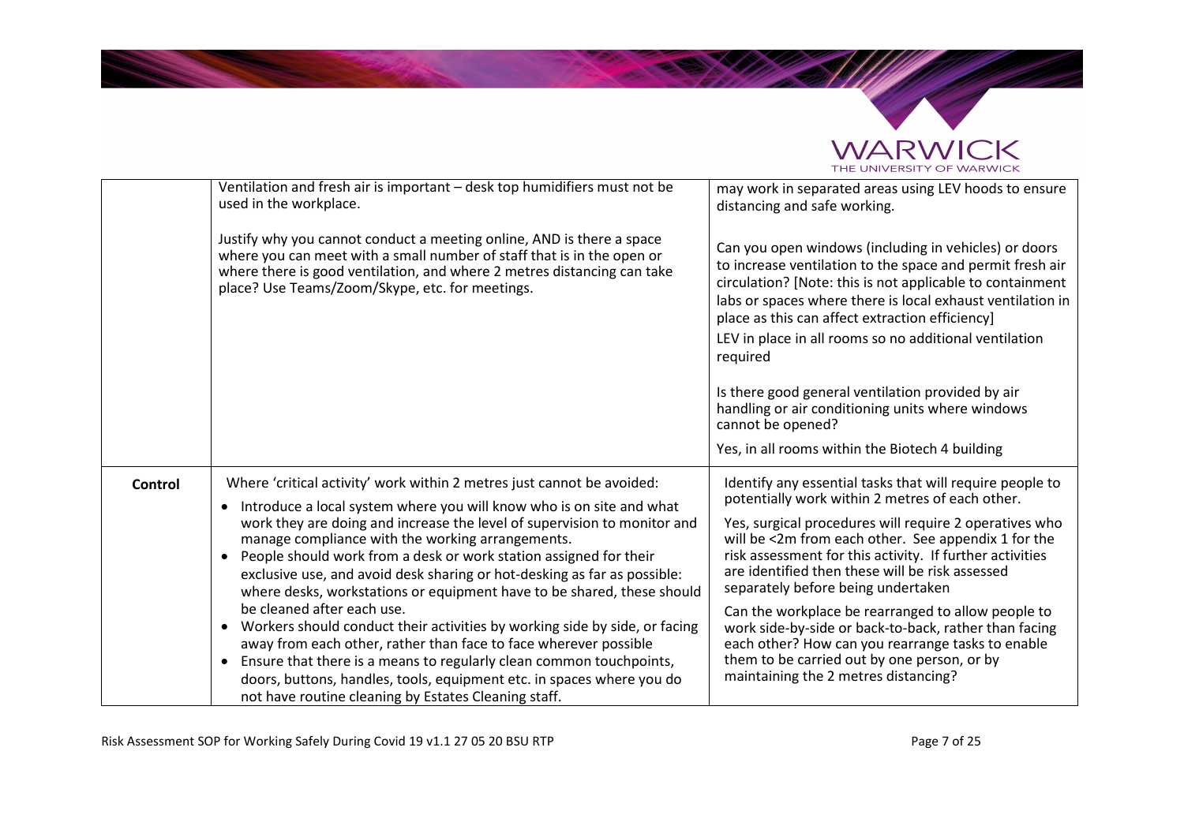| | | |
|---|---|---|
| | Ventilation and fresh air is important – desk top humidifiers must not be used in the workplace.<br><br>Justify why you cannot conduct a meeting online, AND is there a space where you can meet with a small number of staff that is in the open or where there is good ventilation, and where 2 metres distancing can take place? Use Teams/Zoom/Skype, etc. for meetings. | may work in separated areas using LEV hoods to ensure distancing and safe working.<br><br>Can you open windows (including in vehicles) or doors to increase ventilation to the space and permit fresh air circulation? [Note: this is not applicable to containment labs or spaces where there is local exhaust ventilation in place as this can affect extraction efficiency]<br>LEV in place in all rooms so no additional ventilation required<br><br>Is there good general ventilation provided by air handling or air conditioning units where windows cannot be opened?<br>Yes, in all rooms within the Biotech 4 building |
| **Control** | Where 'critical activity' work within 2 metres just cannot be avoided:<br>• Introduce a local system where you will know who is on site and what work they are doing and increase the level of supervision to monitor and manage compliance with the working arrangements.<br>• People should work from a desk or work station assigned for their exclusive use, and avoid desk sharing or hot-desking as far as possible: where desks, workstations or equipment have to be shared, these should be cleaned after each use.<br>• Workers should conduct their activities by working side by side, or facing away from each other, rather than face to face wherever possible<br>• Ensure that there is a means to regularly clean common touchpoints, doors, buttons, handles, tools, equipment etc. in spaces where you do not have routine cleaning by Estates Cleaning staff. | Identify any essential tasks that will require people to potentially work within 2 metres of each other.<br>Yes, surgical procedures will require 2 operatives who will be <2m from each other. See appendix 1 for the risk assessment for this activity. If further activities are identified then these will be risk assessed separately before being undertaken<br><br>Can the workplace be rearranged to allow people to work side-by-side or back-to-back, rather than facing each other? How can you rearrange tasks to enable them to be carried out by one person, or by maintaining the 2 metres distancing? |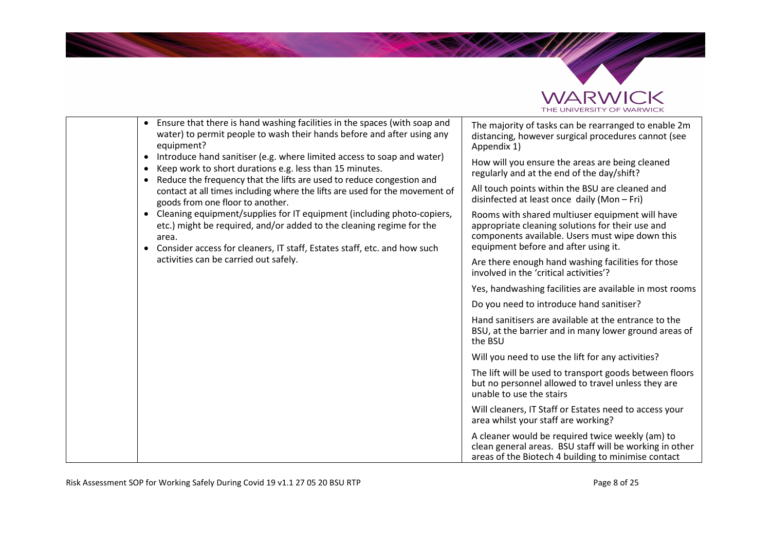| | | |
|---|---|---|
| | • Ensure that there is hand washing facilities in the spaces (with soap and water) to permit people to wash their hands before and after using any equipment?<br>• Introduce hand sanitiser (e.g. where limited access to soap and water)<br>• Keep work to short durations e.g. less than 15 minutes.<br>• Reduce the frequency that the lifts are used to reduce congestion and contact at all times including where the lifts are used for the movement of goods from one floor to another.<br>• Cleaning equipment/supplies for IT equipment (including photo-copiers, etc.) might be required, and/or added to the cleaning regime for the area.<br>• Consider access for cleaners, IT staff, Estates staff, etc. and how such activities can be carried out safely. | The majority of tasks can be rearranged to enable 2m distancing, however surgical procedures cannot (see Appendix 1)<br><br>How will you ensure the areas are being cleaned regularly and at the end of the day/shift?<br><br>All touch points within the BSU are cleaned and disinfected at least once daily (Mon – Fri)<br><br>Rooms with shared multiuser equipment will have appropriate cleaning solutions for their use and components available. Users must wipe down this equipment before and after using it.<br><br>Are there enough hand washing facilities for those involved in the 'critical activities'?<br><br>Yes, handwashing facilities are available in most rooms<br><br>Do you need to introduce hand sanitiser?<br><br>Hand sanitisers are available at the entrance to the BSU, at the barrier and in many lower ground areas of the BSU<br><br>Will you need to use the lift for any activities?<br><br>The lift will be used to transport goods between floors but no personnel allowed to travel unless they are unable to use the stairs<br><br>Will cleaners, IT Staff or Estates need to access your area whilst your staff are working?<br><br>A cleaner would be required twice weekly (am) to clean general areas. BSU staff will be working in other areas of the Biotech 4 building to minimise contact |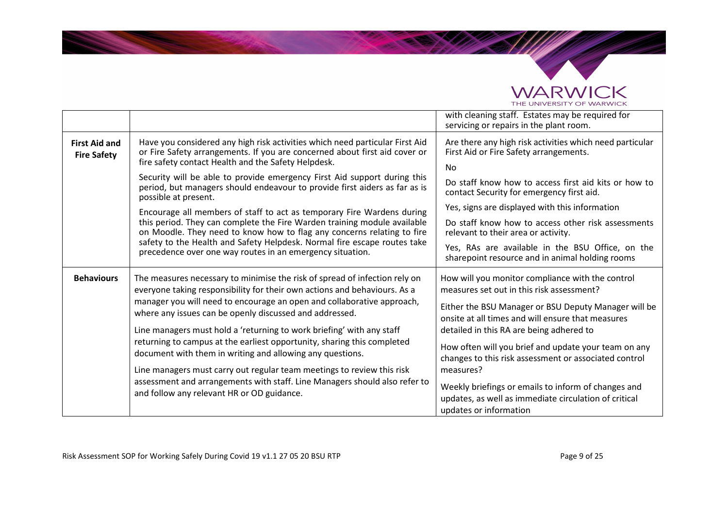| | | |
|---|---|---|
| | | with cleaning staff. Estates may be required for servicing or repairs in the plant room. |
| **First Aid and Fire Safety** | Have you considered any high risk activities which need particular First Aid or Fire Safety arrangements. If you are concerned about first aid cover or fire safety contact Health and the Safety Helpdesk.<br><br>Security will be able to provide emergency First Aid support during this period, but managers should endeavour to provide first aiders as far as is possible at present.<br><br>Encourage all members of staff to act as temporary Fire Wardens during this period. They can complete the Fire Warden training module available on Moodle. They need to know how to flag any concerns relating to fire safety to the Health and Safety Helpdesk. Normal fire escape routes take precedence over one way routes in an emergency situation. | Are there any high risk activities which need particular First Aid or Fire Safety arrangements.<br><br>No<br><br>Do staff know how to access first aid kits or how to contact Security for emergency first aid.<br><br>Yes, signs are displayed with this information<br><br>Do staff know how to access other risk assessments relevant to their area or activity.<br><br>Yes, RAs are available in the BSU Office, on the sharepoint resource and in animal holding rooms |
| **Behaviours** | The measures necessary to minimise the risk of spread of infection rely on everyone taking responsibility for their own actions and behaviours. As a manager you will need to encourage an open and collaborative approach, where any issues can be openly discussed and addressed.<br><br>Line managers must hold a 'returning to work briefing' with any staff returning to campus at the earliest opportunity, sharing this completed document with them in writing and allowing any questions.<br><br>Line managers must carry out regular team meetings to review this risk assessment and arrangements with staff. Line Managers should also refer to and follow any relevant HR or OD guidance. | How will you monitor compliance with the control measures set out in this risk assessment?<br><br>Either the BSU Manager or BSU Deputy Manager will be onsite at all times and will ensure that measures detailed in this RA are being adhered to<br><br>How often will you brief and update your team on any changes to this risk assessment or associated control measures?<br><br>Weekly briefings or emails to inform of changes and updates, as well as immediate circulation of critical updates or information |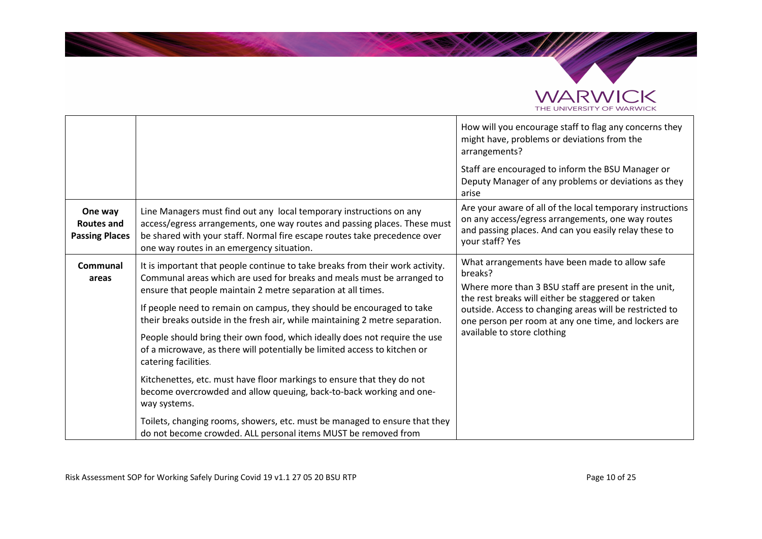| | | |
|---|---|---|
| | | How will you encourage staff to flag any concerns they might have, problems or deviations from the arrangements?<br><br>Staff are encouraged to inform the BSU Manager or Deputy Manager of any problems or deviations as they arise |
| **One way Routes and Passing Places** | Line Managers must find out any local temporary instructions on any access/egress arrangements, one way routes and passing places. These must be shared with your staff. Normal fire escape routes take precedence over one way routes in an emergency situation. | Are your aware of all of the local temporary instructions on any access/egress arrangements, one way routes and passing places. And can you easily relay these to your staff? Yes |
| **Communal areas** | It is important that people continue to take breaks from their work activity. Communal areas which are used for breaks and meals must be arranged to ensure that people maintain 2 metre separation at all times.<br><br>If people need to remain on campus, they should be encouraged to take their breaks outside in the fresh air, while maintaining 2 metre separation.<br><br>People should bring their own food, which ideally does not require the use of a microwave, as there will potentially be limited access to kitchen or catering facilities.<br><br>Kitchenettes, etc. must have floor markings to ensure that they do not become overcrowded and allow queuing, back-to-back working and one-way systems.<br><br>Toilets, changing rooms, showers, etc. must be managed to ensure that they do not become crowded. ALL personal items MUST be removed from | What arrangements have been made to allow safe breaks?<br><br>Where more than 3 BSU staff are present in the unit, the rest breaks will either be staggered or taken outside. Access to changing areas will be restricted to one person per room at any one time, and lockers are available to store clothing |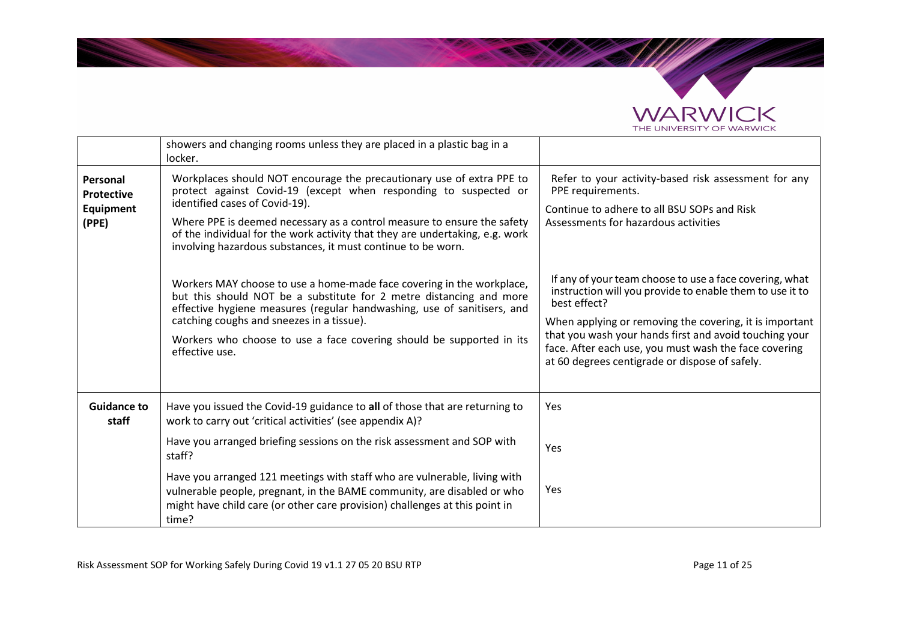| | | |
|---|---|---|
| | showers and changing rooms unless they are placed in a plastic bag in a locker. | |
| **Personal Protective Equipment (PPE)** | Workplaces should NOT encourage the precautionary use of extra PPE to protect against Covid-19 (except when responding to suspected or identified cases of Covid-19).<br><br>Where PPE is deemed necessary as a control measure to ensure the safety of the individual for the work activity that they are undertaking, e.g. work involving hazardous substances, it must continue to be worn. | Refer to your activity-based risk assessment for any PPE requirements.<br><br>Continue to adhere to all BSU SOPs and Risk Assessments for hazardous activities |
| | Workers MAY choose to use a home-made face covering in the workplace, but this should NOT be a substitute for 2 metre distancing and more effective hygiene measures (regular handwashing, use of sanitisers, and catching coughs and sneezes in a tissue).<br><br>Workers who choose to use a face covering should be supported in its effective use. | If any of your team choose to use a face covering, what instruction will you provide to enable them to use it to best effect?<br><br>When applying or removing the covering, it is important that you wash your hands first and avoid touching your face. After each use, you must wash the face covering at 60 degrees centigrade or dispose of safely. |
| **Guidance to staff** | Have you issued the Covid-19 guidance to **all** of those that are returning to work to carry out 'critical activities' (see appendix A)? | Yes |
| | Have you arranged briefing sessions on the risk assessment and SOP with staff? | Yes |
| | Have you arranged 121 meetings with staff who are vulnerable, living with vulnerable people, pregnant, in the BAME community, are disabled or who might have child care (or other care provision) challenges at this point in time? | Yes |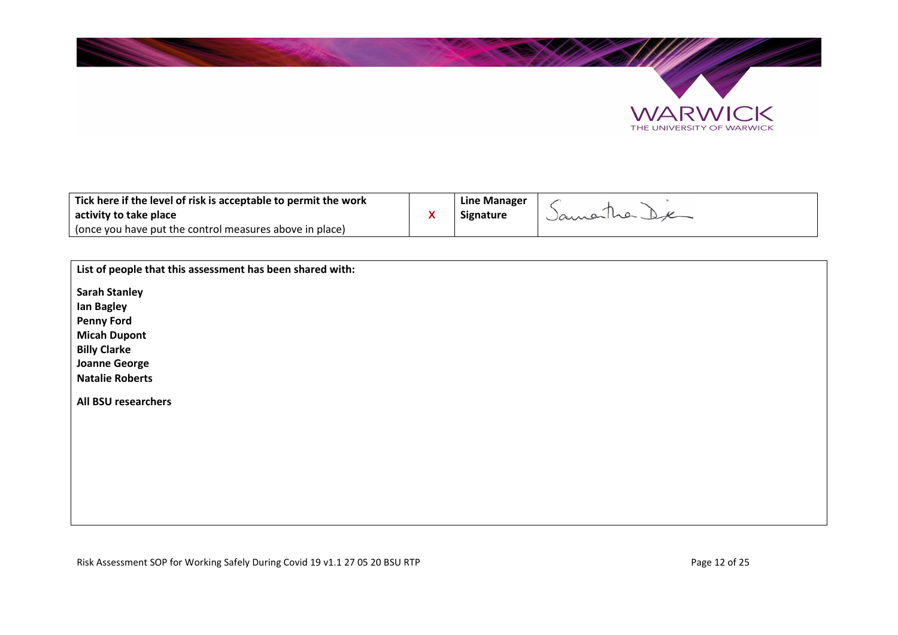| **Tick here if the level of risk is acceptable to permit the work activity to take place** (once you have put the control measures above in place) | **X** | **Line Manager Signature** | Samantha Dix |
|---|---|---|---|

**List of people that this assessment has been shared with:**

**Sarah Stanley**
**Ian Bagley**
**Penny Ford**
**Micah Dupont**
**Billy Clarke**
**Joanne George**
**Natalie Roberts**

**All BSU researchers**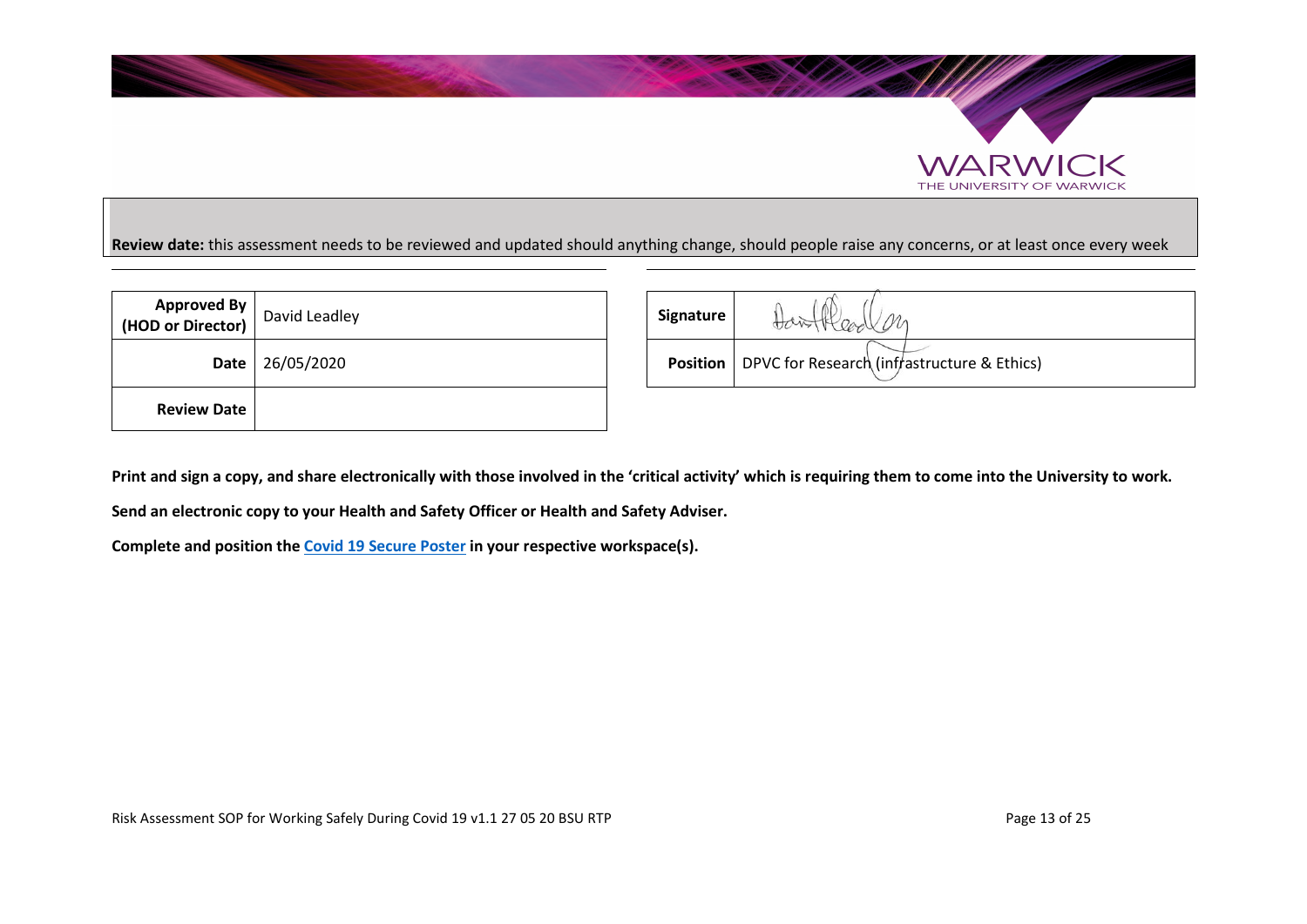**Review date:** this assessment needs to be reviewed and updated should anything change, should people raise any concerns, or at least once every week

| | |
|---|---|
| **Approved By (HOD or Director)** | David Leadley |
| **Date** | 26/05/2020 |
| **Review Date** | |

| | |
|---|---|
| **Signature** | |
| **Position** | DPVC for Research (infrastructure & Ethics) |

**Print and sign a copy, and share electronically with those involved in the 'critical activity' which is requiring them to come into the University to work.**

**Send an electronic copy to your Health and Safety Officer or Health and Safety Adviser.**

**Complete and position the [Covid 19 Secure Poster] in your respective workspace(s).**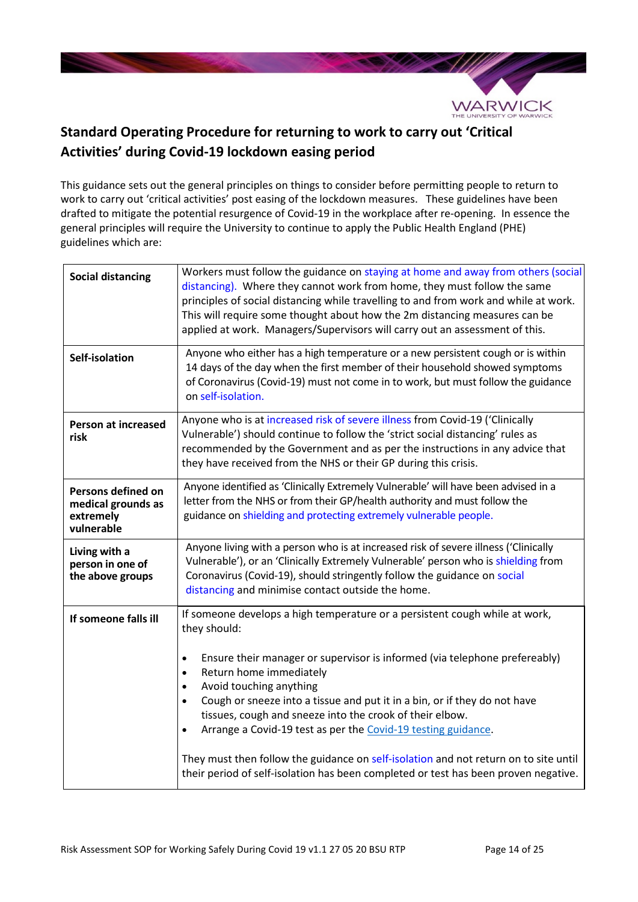## Standard Operating Procedure for returning to work to carry out 'Critical Activities' during Covid-19 lockdown easing period

This guidance sets out the general principles on things to consider before permitting people to return to work to carry out 'critical activities' post easing of the lockdown measures. These guidelines have been drafted to mitigate the potential resurgence of Covid-19 in the workplace after re-opening. In essence the general principles will require the University to continue to apply the Public Health England (PHE) guidelines which are:

| | |
|---|---|
| **Social distancing** | Workers must follow the guidance on staying at home and away from others (social distancing). Where they cannot work from home, they must follow the same principles of social distancing while travelling to and from work and while at work. This will require some thought about how the 2m distancing measures can be applied at work. Managers/Supervisors will carry out an assessment of this. |
| **Self-isolation** | Anyone who either has a high temperature or a new persistent cough or is within 14 days of the day when the first member of their household showed symptoms of Coronavirus (Covid-19) must not come in to work, but must follow the guidance on self-isolation. |
| **Person at increased risk** | Anyone who is at increased risk of severe illness from Covid-19 ('Clinically Vulnerable') should continue to follow the 'strict social distancing' rules as recommended by the Government and as per the instructions in any advice that they have received from the NHS or their GP during this crisis. |
| **Persons defined on medical grounds as extremely vulnerable** | Anyone identified as 'Clinically Extremely Vulnerable' will have been advised in a letter from the NHS or from their GP/health authority and must follow the guidance on shielding and protecting extremely vulnerable people. |
| **Living with a person in one of the above groups** | Anyone living with a person who is at increased risk of severe illness ('Clinically Vulnerable'), or an 'Clinically Extremely Vulnerable' person who is shielding from Coronavirus (Covid-19), should stringently follow the guidance on social distancing and minimise contact outside the home. |
| **If someone falls ill** | If someone develops a high temperature or a persistent cough while at work, they should:<br><br>• Ensure their manager or supervisor is informed (via telephone prefereably)<br>• Return home immediately<br>• Avoid touching anything<br>• Cough or sneeze into a tissue and put it in a bin, or if they do not have tissues, cough and sneeze into the crook of their elbow.<br>• Arrange a Covid-19 test as per the Covid-19 testing guidance.<br><br>They must then follow the guidance on self-isolation and not return on to site until their period of self-isolation has been completed or test has been proven negative. |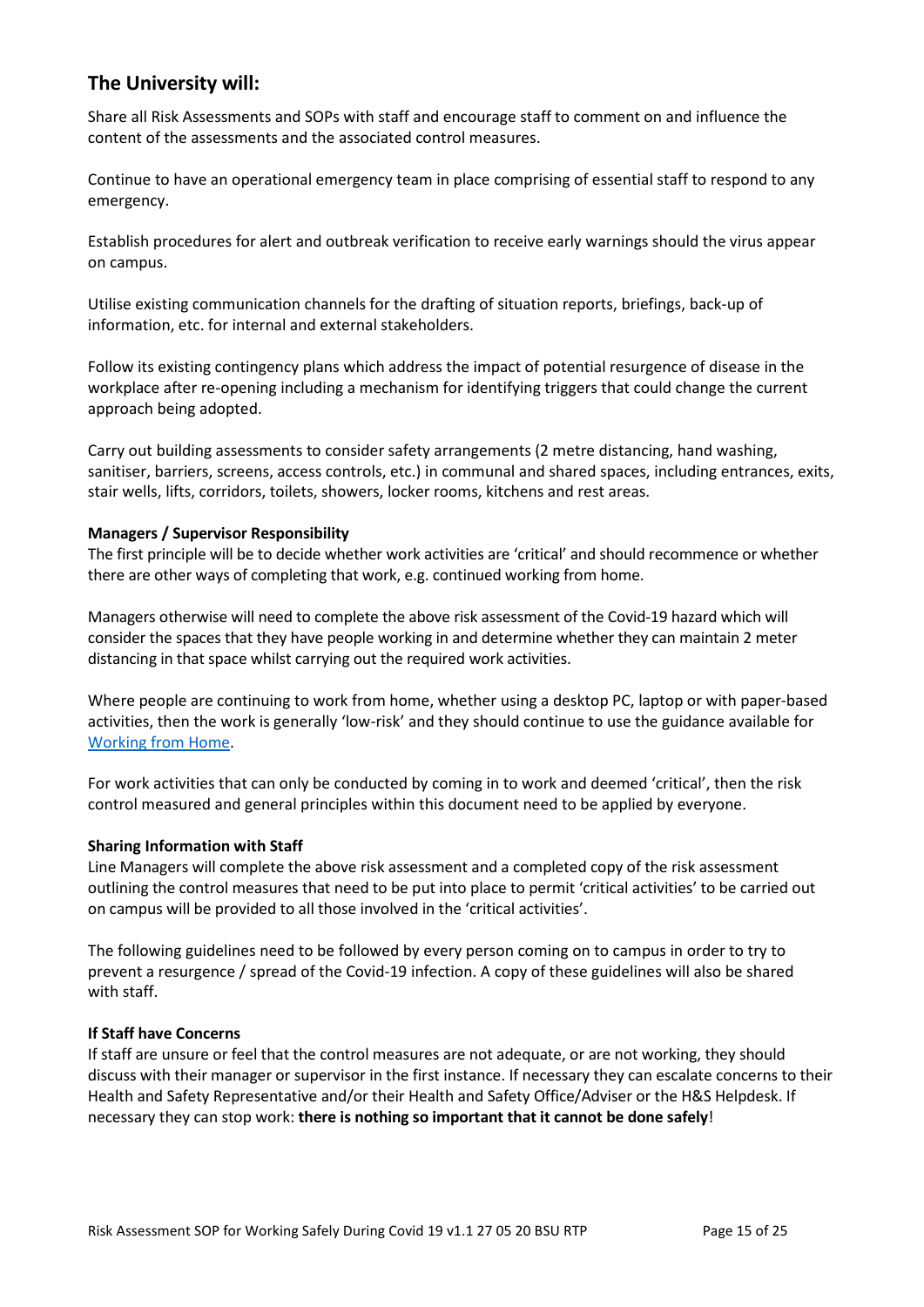## The University will:

Share all Risk Assessments and SOPs with staff and encourage staff to comment on and influence the content of the assessments and the associated control measures.

Continue to have an operational emergency team in place comprising of essential staff to respond to any emergency.

Establish procedures for alert and outbreak verification to receive early warnings should the virus appear on campus.

Utilise existing communication channels for the drafting of situation reports, briefings, back-up of information, etc. for internal and external stakeholders.

Follow its existing contingency plans which address the impact of potential resurgence of disease in the workplace after re-opening including a mechanism for identifying triggers that could change the current approach being adopted.

Carry out building assessments to consider safety arrangements (2 metre distancing, hand washing, sanitiser, barriers, screens, access controls, etc.) in communal and shared spaces, including entrances, exits, stair wells, lifts, corridors, toilets, showers, locker rooms, kitchens and rest areas.

**Managers / Supervisor Responsibility**
The first principle will be to decide whether work activities are 'critical' and should recommence or whether there are other ways of completing that work, e.g. continued working from home.

Managers otherwise will need to complete the above risk assessment of the Covid-19 hazard which will consider the spaces that they have people working in and determine whether they can maintain 2 meter distancing in that space whilst carrying out the required work activities.

Where people are continuing to work from home, whether using a desktop PC, laptop or with paper-based activities, then the work is generally 'low-risk' and they should continue to use the guidance available for [Working from Home](Working from Home).

For work activities that can only be conducted by coming in to work and deemed 'critical', then the risk control measured and general principles within this document need to be applied by everyone.

**Sharing Information with Staff**
Line Managers will complete the above risk assessment and a completed copy of the risk assessment outlining the control measures that need to be put into place to permit 'critical activities' to be carried out on campus will be provided to all those involved in the 'critical activities'.

The following guidelines need to be followed by every person coming on to campus in order to try to prevent a resurgence / spread of the Covid-19 infection. A copy of these guidelines will also be shared with staff.

**If Staff have Concerns**
If staff are unsure or feel that the control measures are not adequate, or are not working, they should discuss with their manager or supervisor in the first instance. If necessary they can escalate concerns to their Health and Safety Representative and/or their Health and Safety Office/Adviser or the H&S Helpdesk. If necessary they can stop work: **there is nothing so important that it cannot be done safely**!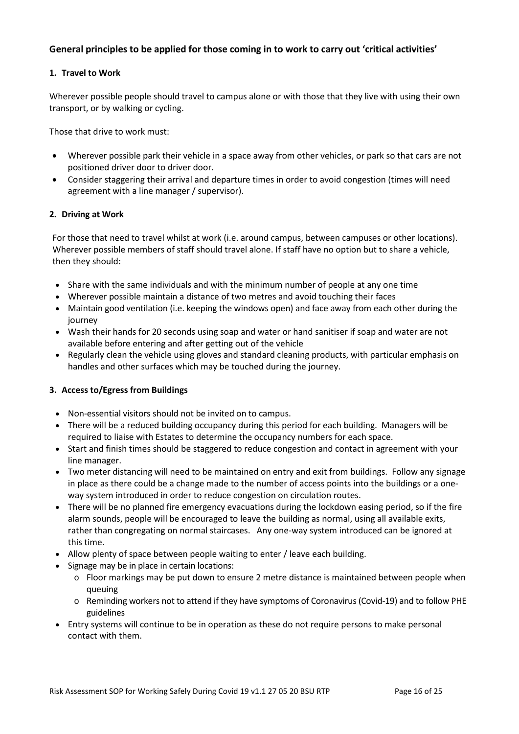## General principles to be applied for those coming in to work to carry out 'critical activities'

### 1. Travel to Work

Wherever possible people should travel to campus alone or with those that they live with using their own transport, or by walking or cycling.

Those that drive to work must:

- Wherever possible park their vehicle in a space away from other vehicles, or park so that cars are not positioned driver door to driver door.
- Consider staggering their arrival and departure times in order to avoid congestion (times will need agreement with a line manager / supervisor).

### 2. Driving at Work

For those that need to travel whilst at work (i.e. around campus, between campuses or other locations). Wherever possible members of staff should travel alone. If staff have no option but to share a vehicle, then they should:

- Share with the same individuals and with the minimum number of people at any one time
- Wherever possible maintain a distance of two metres and avoid touching their faces
- Maintain good ventilation (i.e. keeping the windows open) and face away from each other during the journey
- Wash their hands for 20 seconds using soap and water or hand sanitiser if soap and water are not available before entering and after getting out of the vehicle
- Regularly clean the vehicle using gloves and standard cleaning products, with particular emphasis on handles and other surfaces which may be touched during the journey.

### 3. Access to/Egress from Buildings

- Non-essential visitors should not be invited on to campus.
- There will be a reduced building occupancy during this period for each building. Managers will be required to liaise with Estates to determine the occupancy numbers for each space.
- Start and finish times should be staggered to reduce congestion and contact in agreement with your line manager.
- Two meter distancing will need to be maintained on entry and exit from buildings. Follow any signage in place as there could be a change made to the number of access points into the buildings or a one-way system introduced in order to reduce congestion on circulation routes.
- There will be no planned fire emergency evacuations during the lockdown easing period, so if the fire alarm sounds, people will be encouraged to leave the building as normal, using all available exits, rather than congregating on normal staircases. Any one-way system introduced can be ignored at this time.
- Allow plenty of space between people waiting to enter / leave each building.
- Signage may be in place in certain locations:
  - Floor markings may be put down to ensure 2 metre distance is maintained between people when queuing
  - Reminding workers not to attend if they have symptoms of Coronavirus (Covid-19) and to follow PHE guidelines
- Entry systems will continue to be in operation as these do not require persons to make personal contact with them.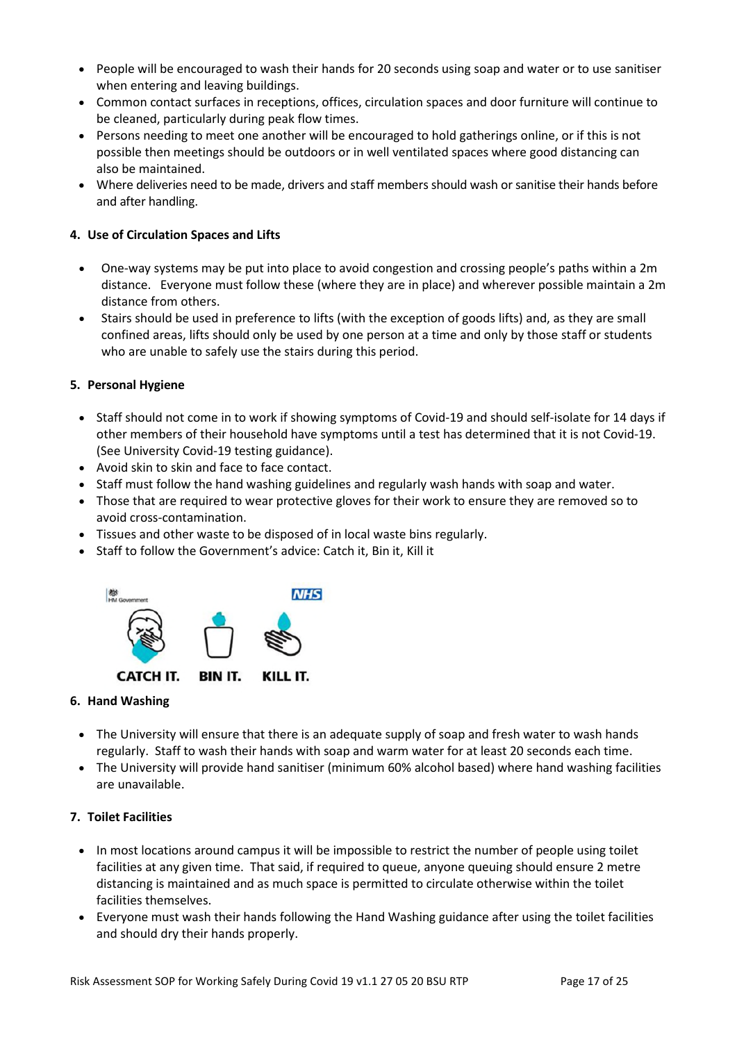- People will be encouraged to wash their hands for 20 seconds using soap and water or to use sanitiser when entering and leaving buildings.
- Common contact surfaces in receptions, offices, circulation spaces and door furniture will continue to be cleaned, particularly during peak flow times.
- Persons needing to meet one another will be encouraged to hold gatherings online, or if this is not possible then meetings should be outdoors or in well ventilated spaces where good distancing can also be maintained.
- Where deliveries need to be made, drivers and staff members should wash or sanitise their hands before and after handling.

**4. Use of Circulation Spaces and Lifts**

- One-way systems may be put into place to avoid congestion and crossing people's paths within a 2m distance. Everyone must follow these (where they are in place) and wherever possible maintain a 2m distance from others.
- Stairs should be used in preference to lifts (with the exception of goods lifts) and, as they are small confined areas, lifts should only be used by one person at a time and only by those staff or students who are unable to safely use the stairs during this period.

**5. Personal Hygiene**

- Staff should not come in to work if showing symptoms of Covid-19 and should self-isolate for 14 days if other members of their household have symptoms until a test has determined that it is not Covid-19. (See University Covid-19 testing guidance).
- Avoid skin to skin and face to face contact.
- Staff must follow the hand washing guidelines and regularly wash hands with soap and water.
- Those that are required to wear protective gloves for their work to ensure they are removed so to avoid cross-contamination.
- Tissues and other waste to be disposed of in local waste bins regularly.
- Staff to follow the Government's advice: Catch it, Bin it, Kill it

HM Government NHS

CATCH IT. BIN IT. KILL IT.

**6. Hand Washing**

- The University will ensure that there is an adequate supply of soap and fresh water to wash hands regularly. Staff to wash their hands with soap and warm water for at least 20 seconds each time.
- The University will provide hand sanitiser (minimum 60% alcohol based) where hand washing facilities are unavailable.

**7. Toilet Facilities**

- In most locations around campus it will be impossible to restrict the number of people using toilet facilities at any given time. That said, if required to queue, anyone queuing should ensure 2 metre distancing is maintained and as much space is permitted to circulate otherwise within the toilet facilities themselves.
- Everyone must wash their hands following the Hand Washing guidance after using the toilet facilities and should dry their hands properly.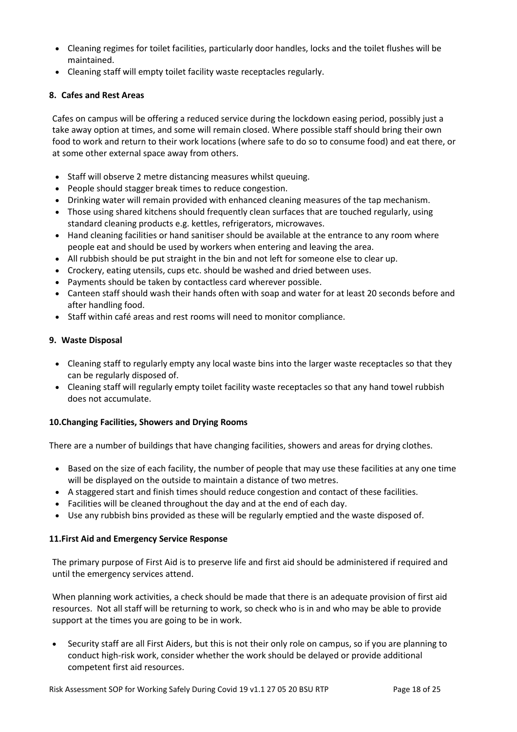- Cleaning regimes for toilet facilities, particularly door handles, locks and the toilet flushes will be maintained.
- Cleaning staff will empty toilet facility waste receptacles regularly.

### 8. Cafes and Rest Areas

Cafes on campus will be offering a reduced service during the lockdown easing period, possibly just a take away option at times, and some will remain closed. Where possible staff should bring their own food to work and return to their work locations (where safe to do so to consume food) and eat there, or at some other external space away from others.

- Staff will observe 2 metre distancing measures whilst queuing.
- People should stagger break times to reduce congestion.
- Drinking water will remain provided with enhanced cleaning measures of the tap mechanism.
- Those using shared kitchens should frequently clean surfaces that are touched regularly, using standard cleaning products e.g. kettles, refrigerators, microwaves.
- Hand cleaning facilities or hand sanitiser should be available at the entrance to any room where people eat and should be used by workers when entering and leaving the area.
- All rubbish should be put straight in the bin and not left for someone else to clear up.
- Crockery, eating utensils, cups etc. should be washed and dried between uses.
- Payments should be taken by contactless card wherever possible.
- Canteen staff should wash their hands often with soap and water for at least 20 seconds before and after handling food.
- Staff within café areas and rest rooms will need to monitor compliance.

### 9. Waste Disposal

- Cleaning staff to regularly empty any local waste bins into the larger waste receptacles so that they can be regularly disposed of.
- Cleaning staff will regularly empty toilet facility waste receptacles so that any hand towel rubbish does not accumulate.

### 10. Changing Facilities, Showers and Drying Rooms

There are a number of buildings that have changing facilities, showers and areas for drying clothes.

- Based on the size of each facility, the number of people that may use these facilities at any one time will be displayed on the outside to maintain a distance of two metres.
- A staggered start and finish times should reduce congestion and contact of these facilities.
- Facilities will be cleaned throughout the day and at the end of each day.
- Use any rubbish bins provided as these will be regularly emptied and the waste disposed of.

### 11. First Aid and Emergency Service Response

The primary purpose of First Aid is to preserve life and first aid should be administered if required and until the emergency services attend.

When planning work activities, a check should be made that there is an adequate provision of first aid resources. Not all staff will be returning to work, so check who is in and who may be able to provide support at the times you are going to be in work.

- Security staff are all First Aiders, but this is not their only role on campus, so if you are planning to conduct high-risk work, consider whether the work should be delayed or provide additional competent first aid resources.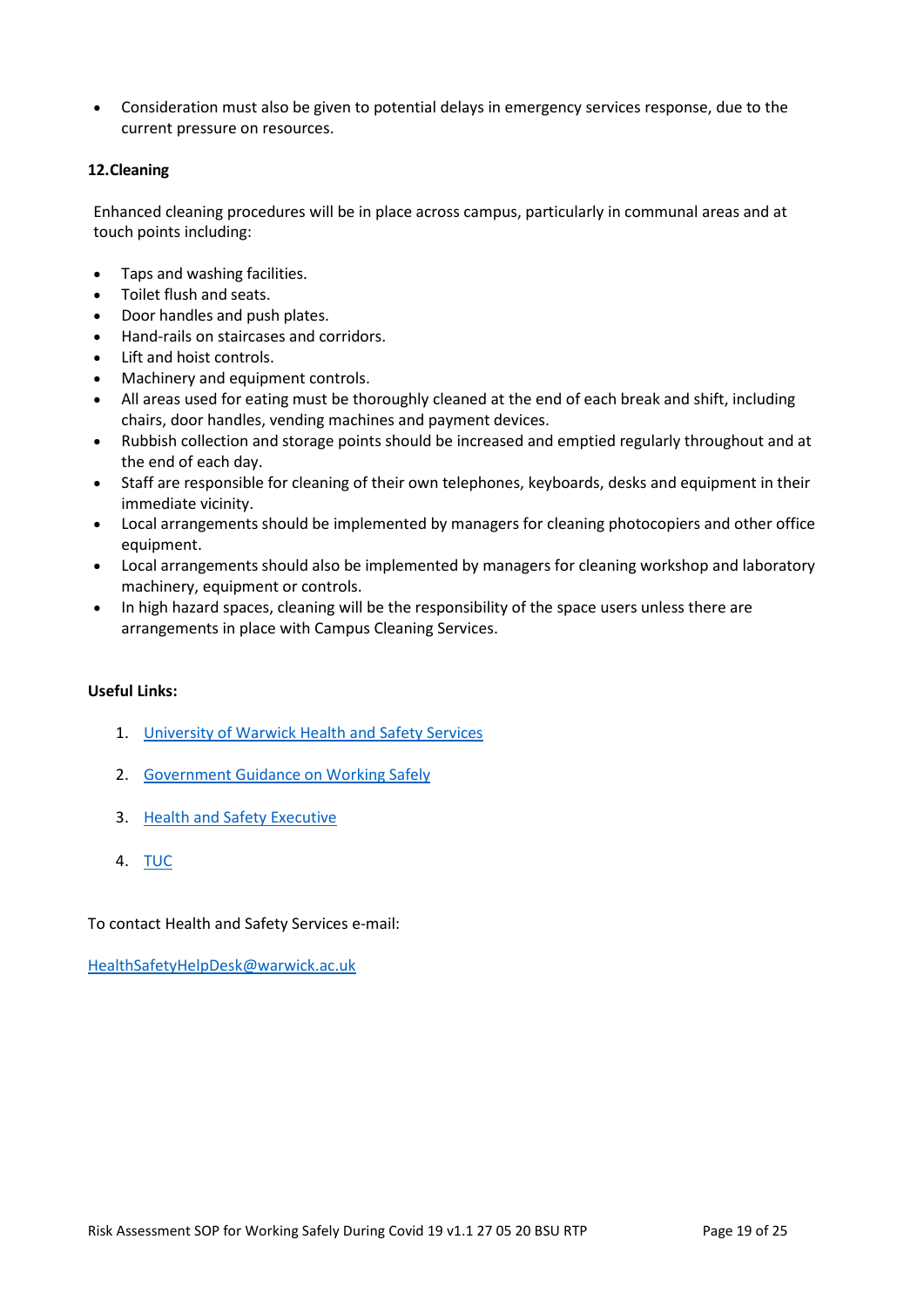- Consideration must also be given to potential delays in emergency services response, due to the current pressure on resources.

**12.Cleaning**

Enhanced cleaning procedures will be in place across campus, particularly in communal areas and at touch points including:

- Taps and washing facilities.
- Toilet flush and seats.
- Door handles and push plates.
- Hand-rails on staircases and corridors.
- Lift and hoist controls.
- Machinery and equipment controls.
- All areas used for eating must be thoroughly cleaned at the end of each break and shift, including chairs, door handles, vending machines and payment devices.
- Rubbish collection and storage points should be increased and emptied regularly throughout and at the end of each day.
- Staff are responsible for cleaning of their own telephones, keyboards, desks and equipment in their immediate vicinity.
- Local arrangements should be implemented by managers for cleaning photocopiers and other office equipment.
- Local arrangements should also be implemented by managers for cleaning workshop and laboratory machinery, equipment or controls.
- In high hazard spaces, cleaning will be the responsibility of the space users unless there are arrangements in place with Campus Cleaning Services.

**Useful Links:**

1. University of Warwick Health and Safety Services
2. Government Guidance on Working Safely
3. Health and Safety Executive
4. TUC

To contact Health and Safety Services e-mail:

HealthSafetyHelpDesk@warwick.ac.uk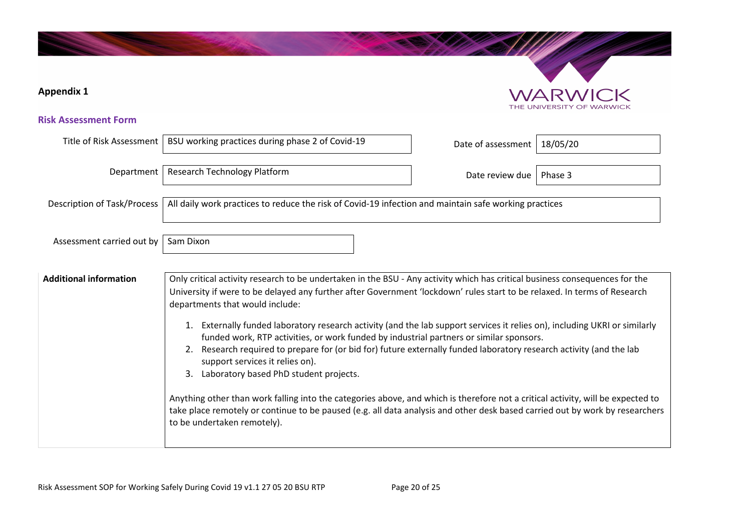**Appendix 1**

## Risk Assessment Form

| | | | |
|---|---|---|---|
| Title of Risk Assessment | BSU working practices during phase 2 of Covid-19 | Date of assessment | 18/05/20 |
| Department | Research Technology Platform | Date review due | Phase 3 |
| Description of Task/Process | All daily work practices to reduce the risk of Covid-19 infection and maintain safe working practices | | |
| Assessment carried out by | Sam Dixon | | |

| **Additional information** | |
|---|---|
| | Only critical activity research to be undertaken in the BSU - Any activity which has critical business consequences for the University if were to be delayed any further after Government 'lockdown' rules start to be relaxed. In terms of Research departments that would include:<br><br>1. Externally funded laboratory research activity (and the lab support services it relies on), including UKRI or similarly funded work, RTP activities, or work funded by industrial partners or similar sponsors.<br>2. Research required to prepare for (or bid for) future externally funded laboratory research activity (and the lab support services it relies on).<br>3. Laboratory based PhD student projects.<br><br>Anything other than work falling into the categories above, and which is therefore not a critical activity, will be expected to take place remotely or continue to be paused (e.g. all data analysis and other desk based carried out by work by researchers to be undertaken remotely). |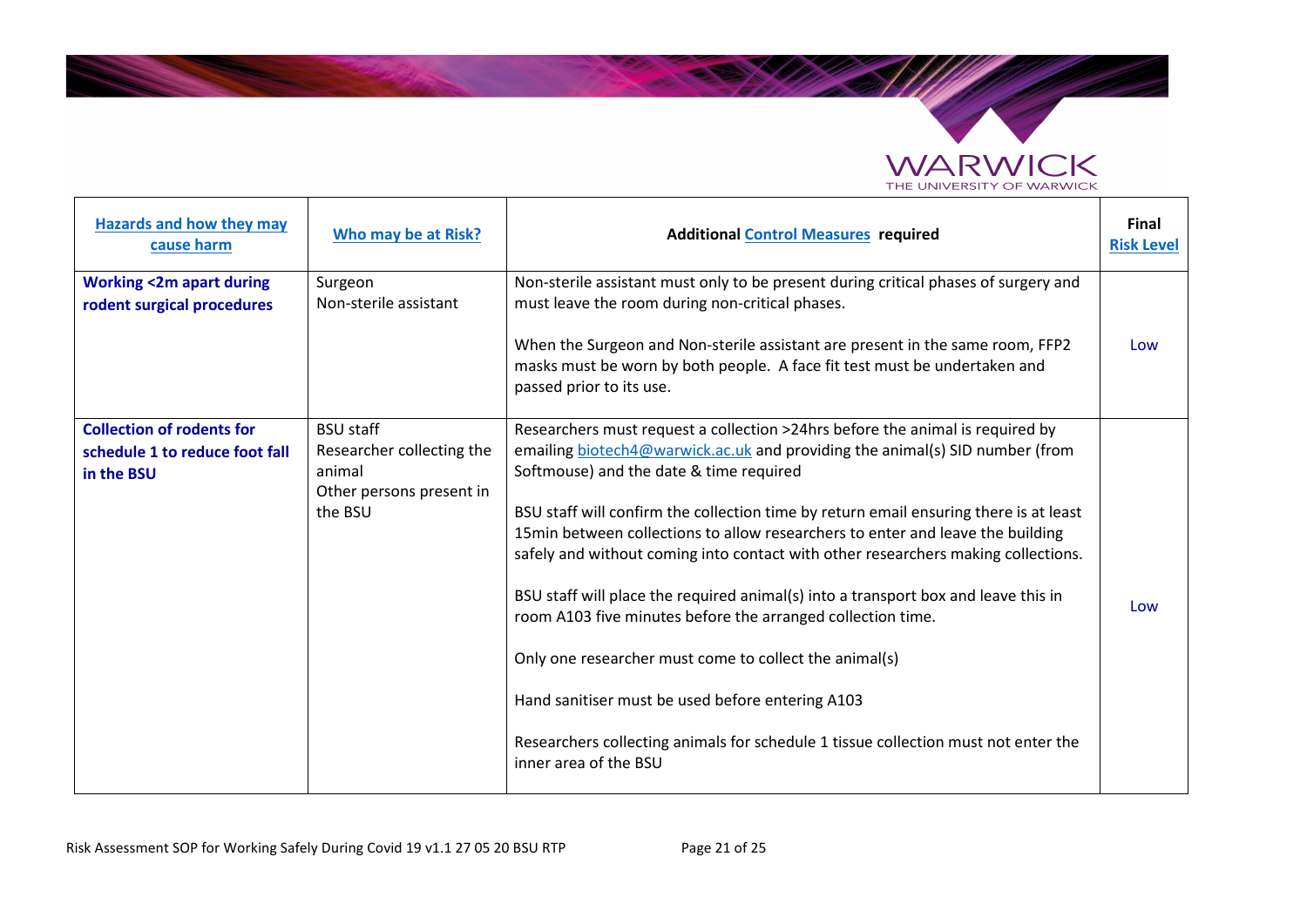| Hazards and how they may cause harm | Who may be at Risk? | Additional Control Measures required | Final Risk Level |
|---|---|---|---|
| **Working <2m apart during rodent surgical procedures** | Surgeon<br>Non-sterile assistant | Non-sterile assistant must only to be present during critical phases of surgery and must leave the room during non-critical phases.<br><br>When the Surgeon and Non-sterile assistant are present in the same room, FFP2 masks must be worn by both people. A face fit test must be undertaken and passed prior to its use. | Low |
| **Collection of rodents for schedule 1 to reduce foot fall in the BSU** | BSU staff<br>Researcher collecting the animal<br>Other persons present in the BSU | Researchers must request a collection >24hrs before the animal is required by emailing biotech4@warwick.ac.uk and providing the animal(s) SID number (from Softmouse) and the date & time required<br><br>BSU staff will confirm the collection time by return email ensuring there is at least 15min between collections to allow researchers to enter and leave the building safely and without coming into contact with other researchers making collections.<br><br>BSU staff will place the required animal(s) into a transport box and leave this in room A103 five minutes before the arranged collection time.<br><br>Only one researcher must come to collect the animal(s)<br><br>Hand sanitiser must be used before entering A103<br><br>Researchers collecting animals for schedule 1 tissue collection must not enter the inner area of the BSU | Low |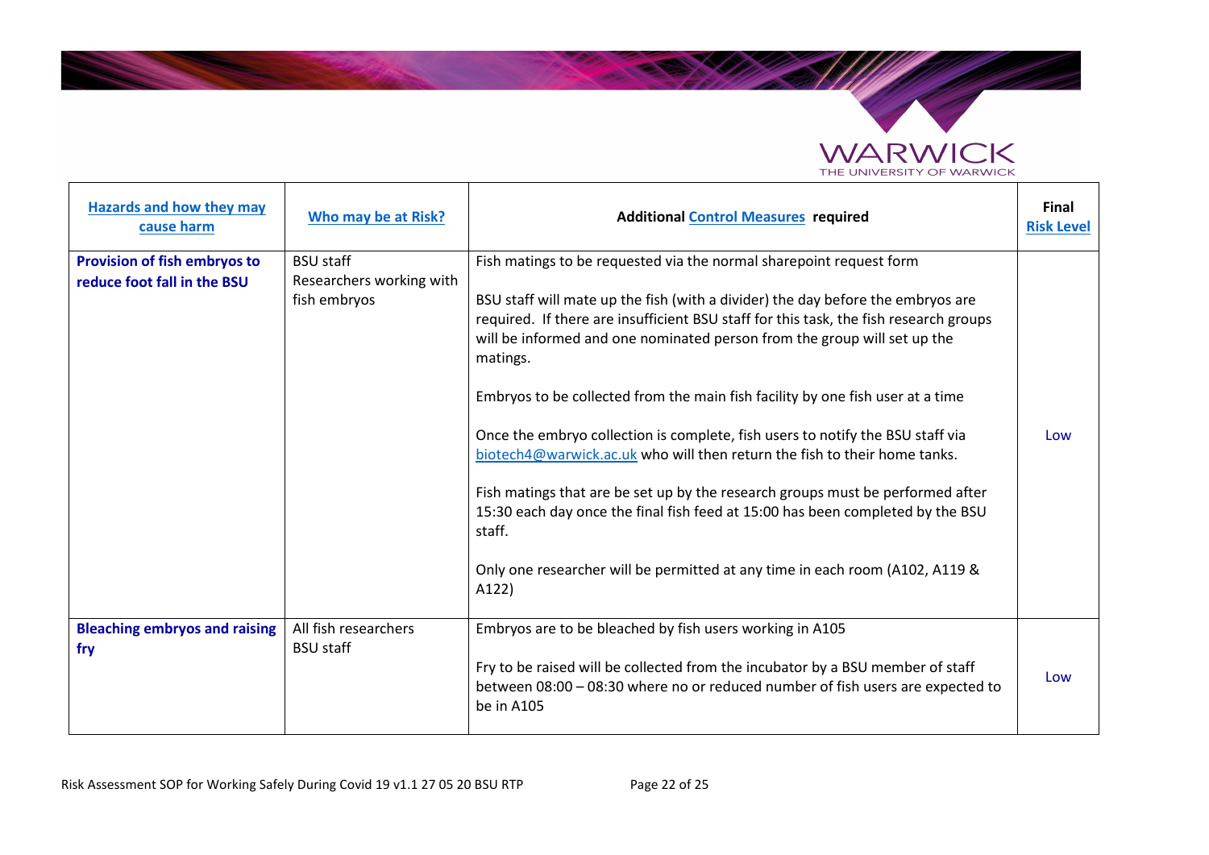| Hazards and how they may cause harm | Who may be at Risk? | Additional Control Measures required | Final Risk Level |
|---|---|---|---|
| **Provision of fish embryos to reduce foot fall in the BSU** | BSU staff<br>Researchers working with fish embryos | Fish matings to be requested via the normal sharepoint request form<br><br>BSU staff will mate up the fish (with a divider) the day before the embryos are required. If there are insufficient BSU staff for this task, the fish research groups will be informed and one nominated person from the group will set up the matings.<br><br>Embryos to be collected from the main fish facility by one fish user at a time<br><br>Once the embryo collection is complete, fish users to notify the BSU staff via biotech4@warwick.ac.uk who will then return the fish to their home tanks.<br><br>Fish matings that are be set up by the research groups must be performed after 15:30 each day once the final fish feed at 15:00 has been completed by the BSU staff.<br><br>Only one researcher will be permitted at any time in each room (A102, A119 & A122) | Low |
| **Bleaching embryos and raising fry** | All fish researchers<br>BSU staff | Embryos are to be bleached by fish users working in A105<br><br>Fry to be raised will be collected from the incubator by a BSU member of staff between 08:00 – 08:30 where no or reduced number of fish users are expected to be in A105 | Low |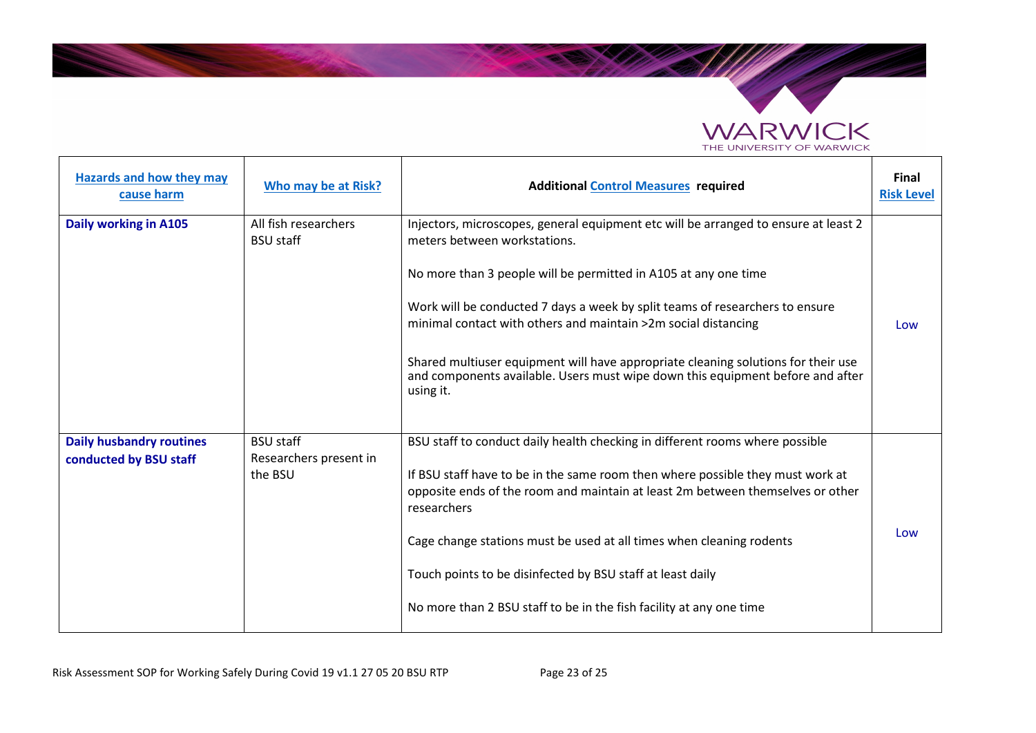| Hazards and how they may cause harm | Who may be at Risk? | Additional Control Measures required | Final Risk Level |
|---|---|---|---|
| **Daily working in A105** | All fish researchers<br>BSU staff | Injectors, microscopes, general equipment etc will be arranged to ensure at least 2 meters between workstations.<br><br>No more than 3 people will be permitted in A105 at any one time<br><br>Work will be conducted 7 days a week by split teams of researchers to ensure minimal contact with others and maintain >2m social distancing<br><br>Shared multiuser equipment will have appropriate cleaning solutions for their use and components available. Users must wipe down this equipment before and after using it. | Low |
| **Daily husbandry routines conducted by BSU staff** | BSU staff<br>Researchers present in the BSU | BSU staff to conduct daily health checking in different rooms where possible<br><br>If BSU staff have to be in the same room then where possible they must work at opposite ends of the room and maintain at least 2m between themselves or other researchers<br><br>Cage change stations must be used at all times when cleaning rodents<br><br>Touch points to be disinfected by BSU staff at least daily<br><br>No more than 2 BSU staff to be in the fish facility at any one time | Low |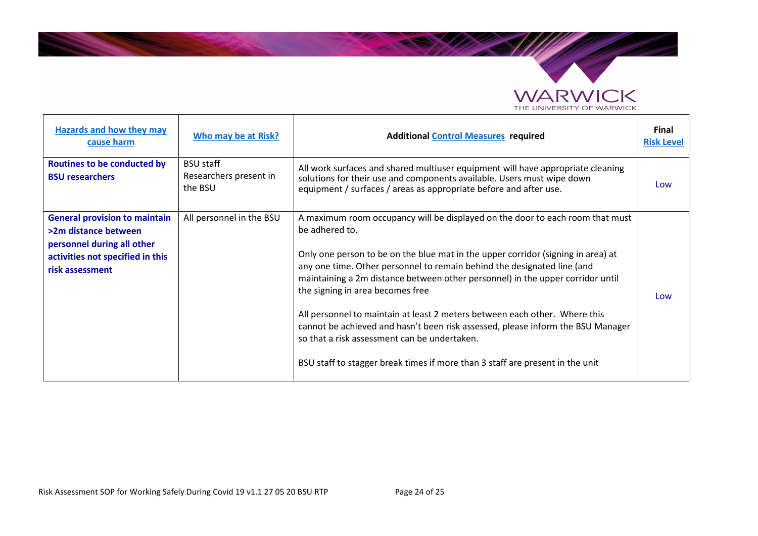| Hazards and how they may cause harm | Who may be at Risk? | Additional Control Measures required | Final Risk Level |
|---|---|---|---|
| **Routines to be conducted by BSU researchers** | BSU staff<br>Researchers present in the BSU | All work surfaces and shared multiuser equipment will have appropriate cleaning solutions for their use and components available. Users must wipe down equipment / surfaces / areas as appropriate before and after use. | Low |
| **General provision to maintain >2m distance between personnel during all other activities not specified in this risk assessment** | All personnel in the BSU | A maximum room occupancy will be displayed on the door to each room that must be adhered to.<br><br>Only one person to be on the blue mat in the upper corridor (signing in area) at any one time. Other personnel to remain behind the designated line (and maintaining a 2m distance between other personnel) in the upper corridor until the signing in area becomes free<br><br>All personnel to maintain at least 2 meters between each other. Where this cannot be achieved and hasn't been risk assessed, please inform the BSU Manager so that a risk assessment can be undertaken.<br><br>BSU staff to stagger break times if more than 3 staff are present in the unit | Low |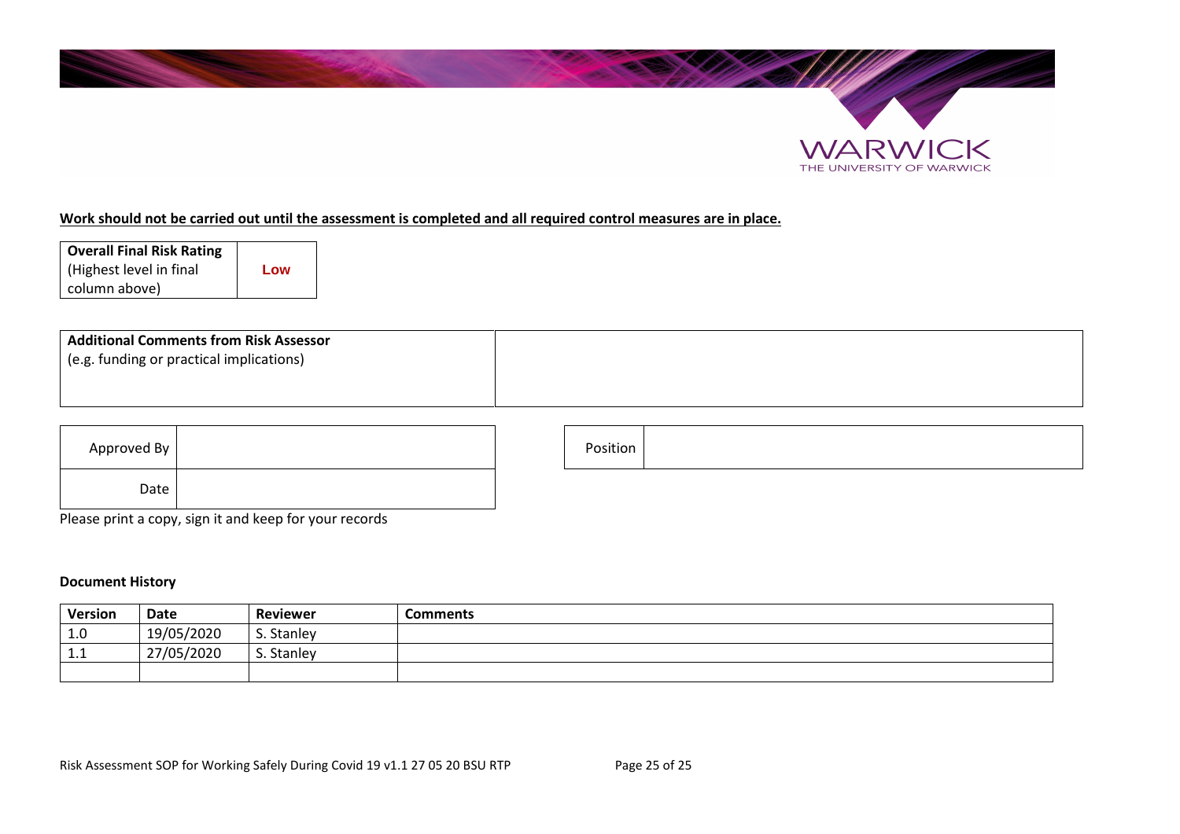**Work should not be carried out until the assessment is completed and all required control measures are in place.**

| | |
|---|---|
| **Overall Final Risk Rating** (Highest level in final column above) | Low |

| | |
|---|---|
| **Additional Comments from Risk Assessor** (e.g. funding or practical implications) | |

| | | | |
|---|---|---|---|
| Approved By | | Position | |
| Date | | | |

Please print a copy, sign it and keep for your records

**Document History**

| Version | Date | Reviewer | Comments |
|---|---|---|---|
| 1.0 | 19/05/2020 | S. Stanley | |
| 1.1 | 27/05/2020 | S. Stanley | |
| | | | |